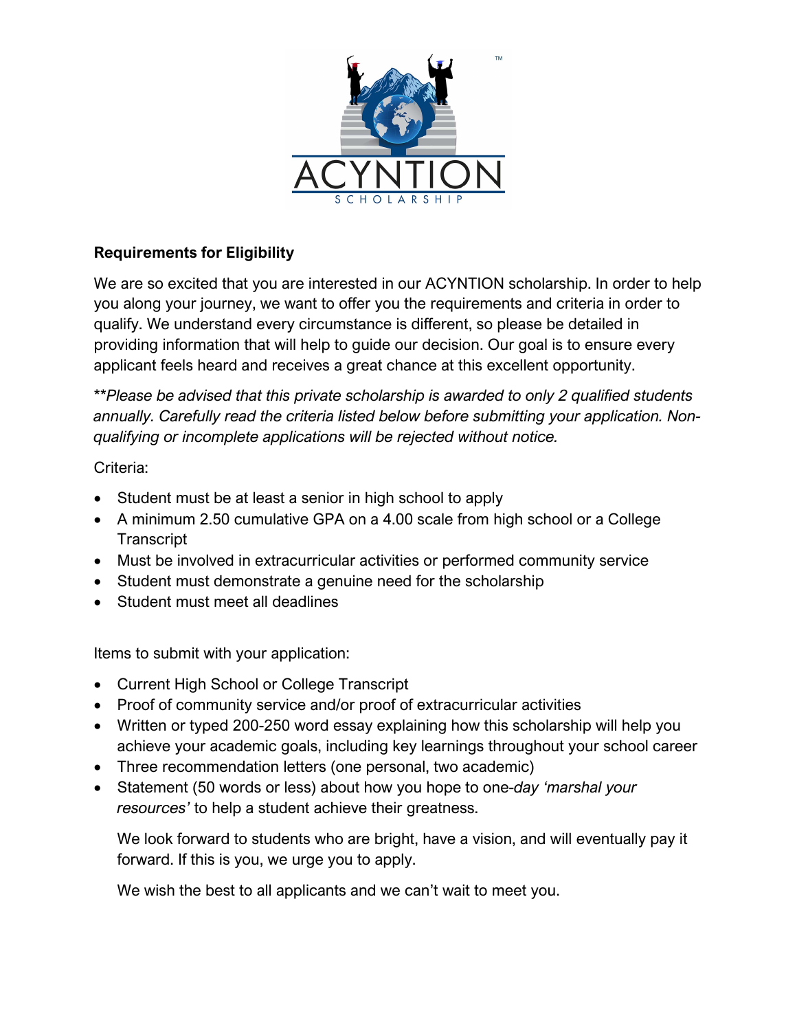ACYNTION

SCHOLARSHIP

**Requirements for Eligibility**

We are so excited that you are interested in our ACYNTION scholarship. In order to help you along your journey, we want to offer you the requirements and criteria in order to qualify. We understand every circumstance is different, so please be detailed in providing information that will help to guide our decision. Our goal is to ensure every applicant feels heard and receives a great chance at this excellent opportunity.

***Please be advised that this private scholarship is awarded to only 2 qualified students annually. Carefully read the criteria listed below before submitting your application. Non-qualifying or incomplete applications will be rejected without notice.*

Criteria:

- Student must be at least a senior in high school to apply
- A minimum 2.50 cumulative GPA on a 4.00 scale from high school or a College Transcript
- Must be involved in extracurricular activities or performed community service
- Student must demonstrate a genuine need for the scholarship
- Student must meet all deadlines

Items to submit with your application:

- Current High School or College Transcript
- Proof of community service and/or proof of extracurricular activities
- Written or typed 200-250 word essay explaining how this scholarship will help you achieve your academic goals, including key learnings throughout your school career
- Three recommendation letters (one personal, two academic)
- Statement (50 words or less) about how you hope to one-*day 'marshal your resources'* to help a student achieve their greatness.

We look forward to students who are bright, have a vision, and will eventually pay it forward. If this is you, we urge you to apply.

We wish the best to all applicants and we can't wait to meet you.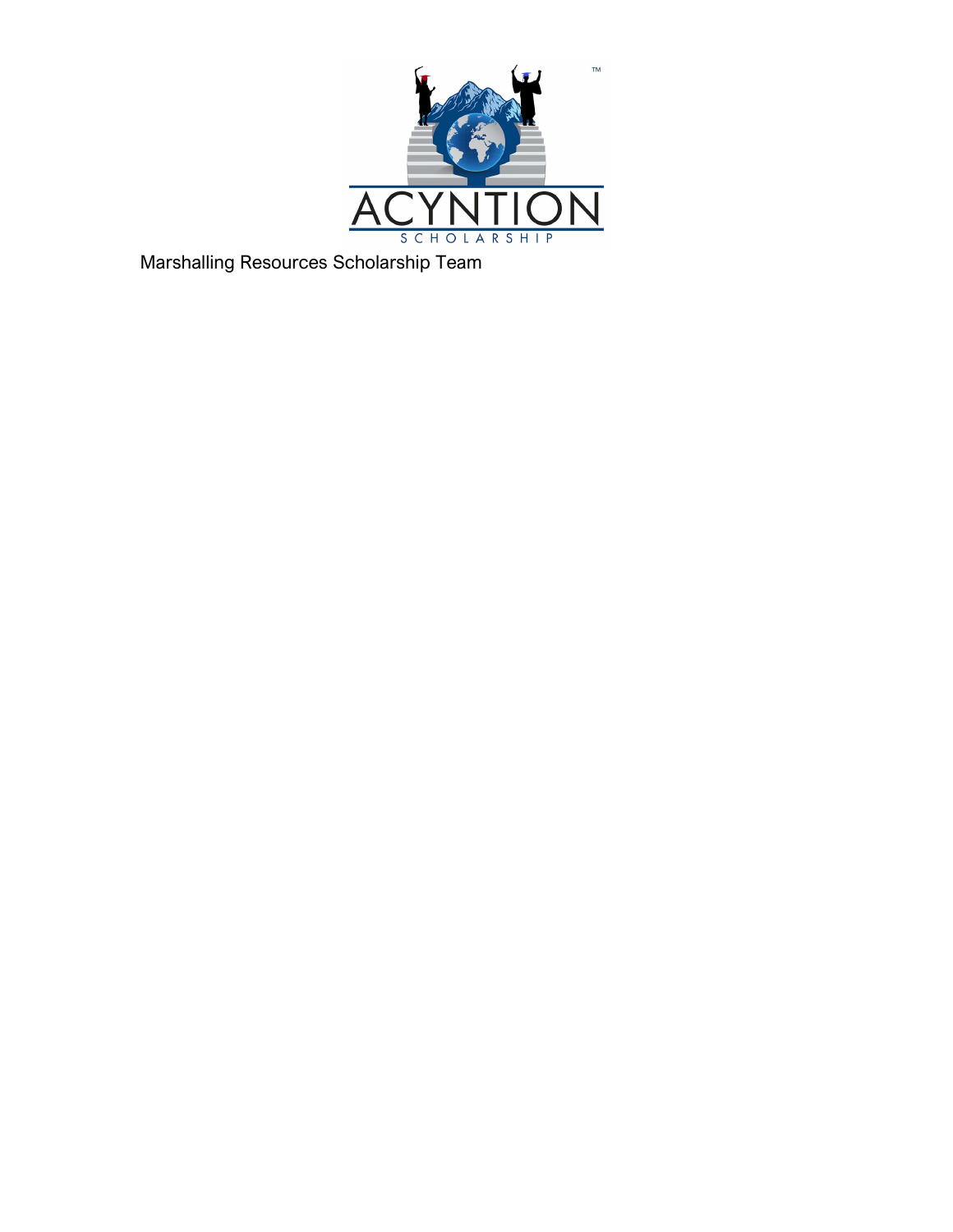Marshalling Resources Scholarship Team